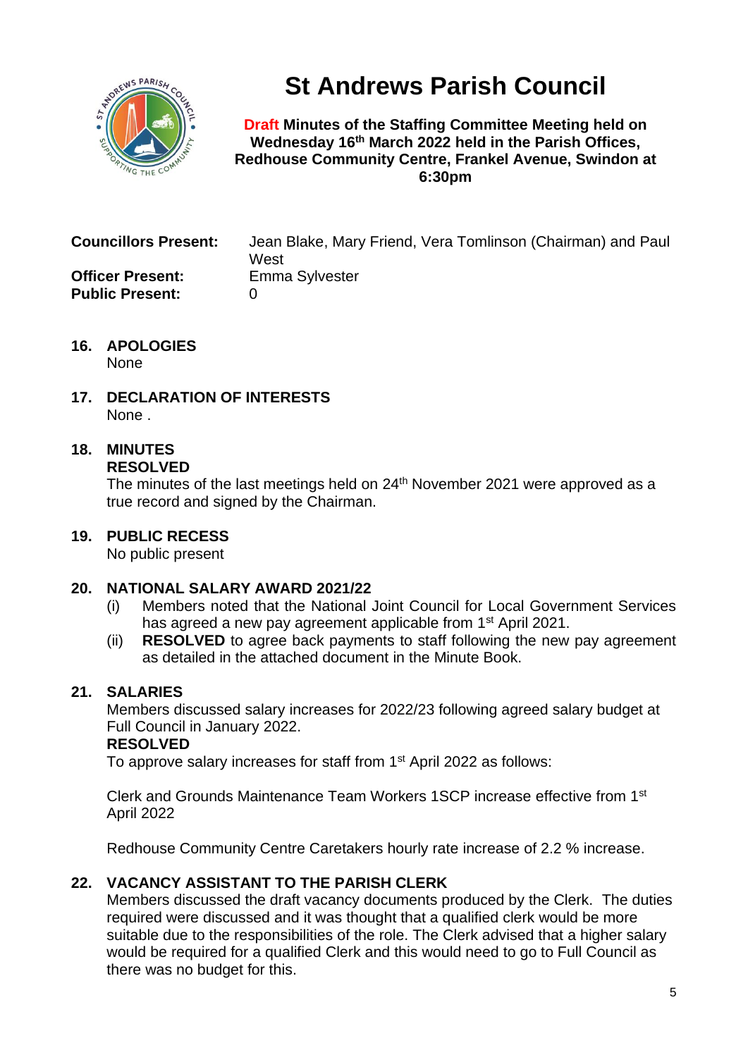# St Andrews Parish Council

**Draft Minutes of the Staffing Committee Meeting held on Wednesday 16th March 2022 held in the Parish Offices, Redhouse Community Centre, Frankel Avenue, Swindon at 6:30pm**

| | |
|---|---|
| **Councillors Present:** | Jean Blake, Mary Friend, Vera Tomlinson (Chairman) and Paul West |
| **Officer Present:** | Emma Sylvester |
| **Public Present:** | 0 |

**16. APOLOGIES**

None

**17. DECLARATION OF INTERESTS**

None .

**18. MINUTES**

**RESOLVED**

The minutes of the last meetings held on 24th November 2021 were approved as a true record and signed by the Chairman.

**19. PUBLIC RECESS**

No public present

**20. NATIONAL SALARY AWARD 2021/22**

(i) Members noted that the National Joint Council for Local Government Services has agreed a new pay agreement applicable from 1st April 2021.

(ii) **RESOLVED** to agree back payments to staff following the new pay agreement as detailed in the attached document in the Minute Book.

**21. SALARIES**

Members discussed salary increases for 2022/23 following agreed salary budget at Full Council in January 2022.

**RESOLVED**

To approve salary increases for staff from 1st April 2022 as follows:

Clerk and Grounds Maintenance Team Workers 1SCP increase effective from 1st April 2022

Redhouse Community Centre Caretakers hourly rate increase of 2.2 % increase.

**22. VACANCY ASSISTANT TO THE PARISH CLERK**

Members discussed the draft vacancy documents produced by the Clerk. The duties required were discussed and it was thought that a qualified clerk would be more suitable due to the responsibilities of the role. The Clerk advised that a higher salary would be required for a qualified Clerk and this would need to go to Full Council as there was no budget for this.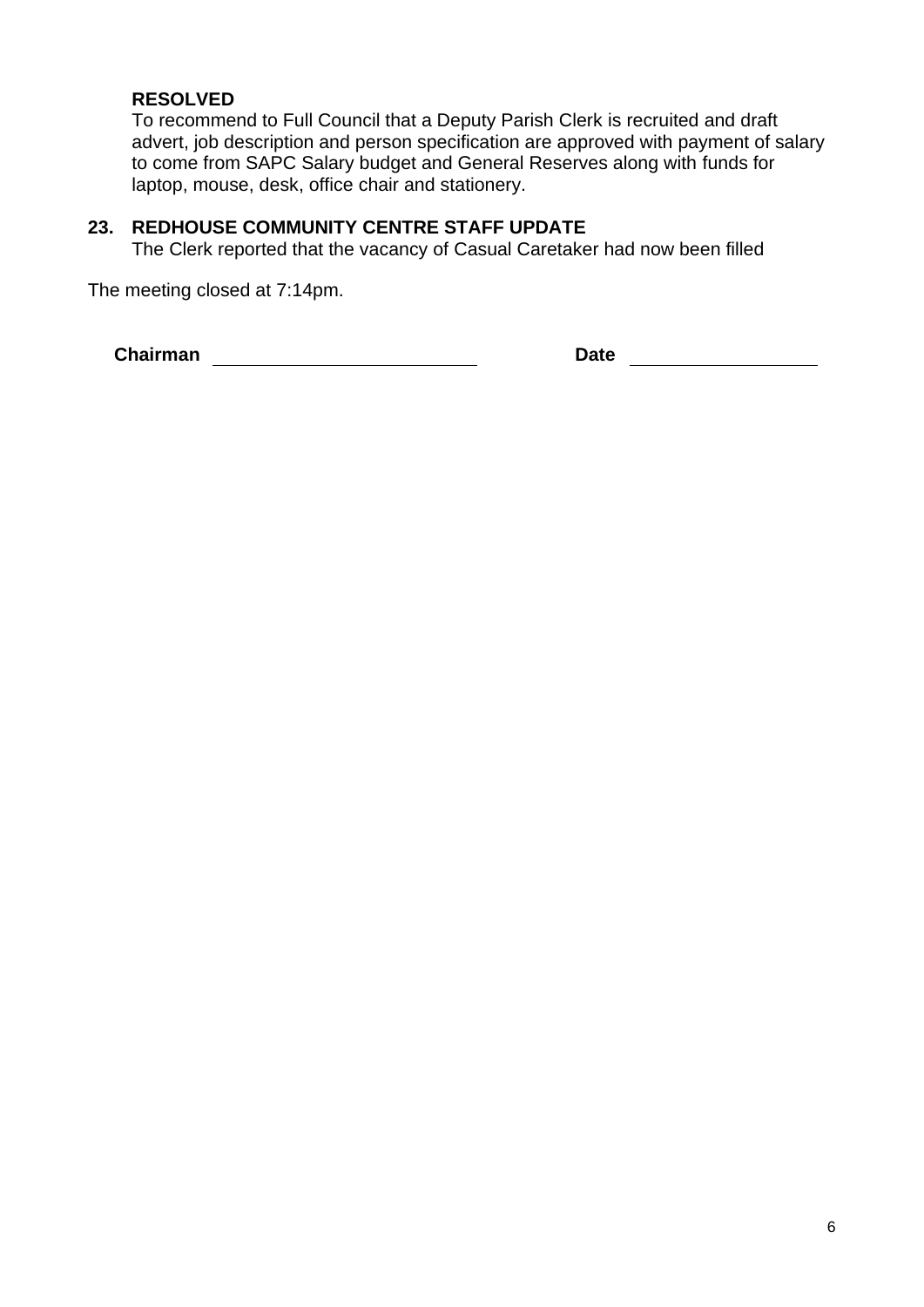**RESOLVED**
To recommend to Full Council that a Deputy Parish Clerk is recruited and draft advert, job description and person specification are approved with payment of salary to come from SAPC Salary budget and General Reserves along with funds for laptop, mouse, desk, office chair and stationery.

## 23. REDHOUSE COMMUNITY CENTRE STAFF UPDATE

The Clerk reported that the vacancy of Casual Caretaker had now been filled

The meeting closed at 7:14pm.

**Chairman** \_\_\_\_\_\_\_\_\_\_\_\_\_\_\_\_\_\_\_\_\_\_\_\_ **Date** \_\_\_\_\_\_\_\_\_\_\_\_\_\_\_\_\_\_